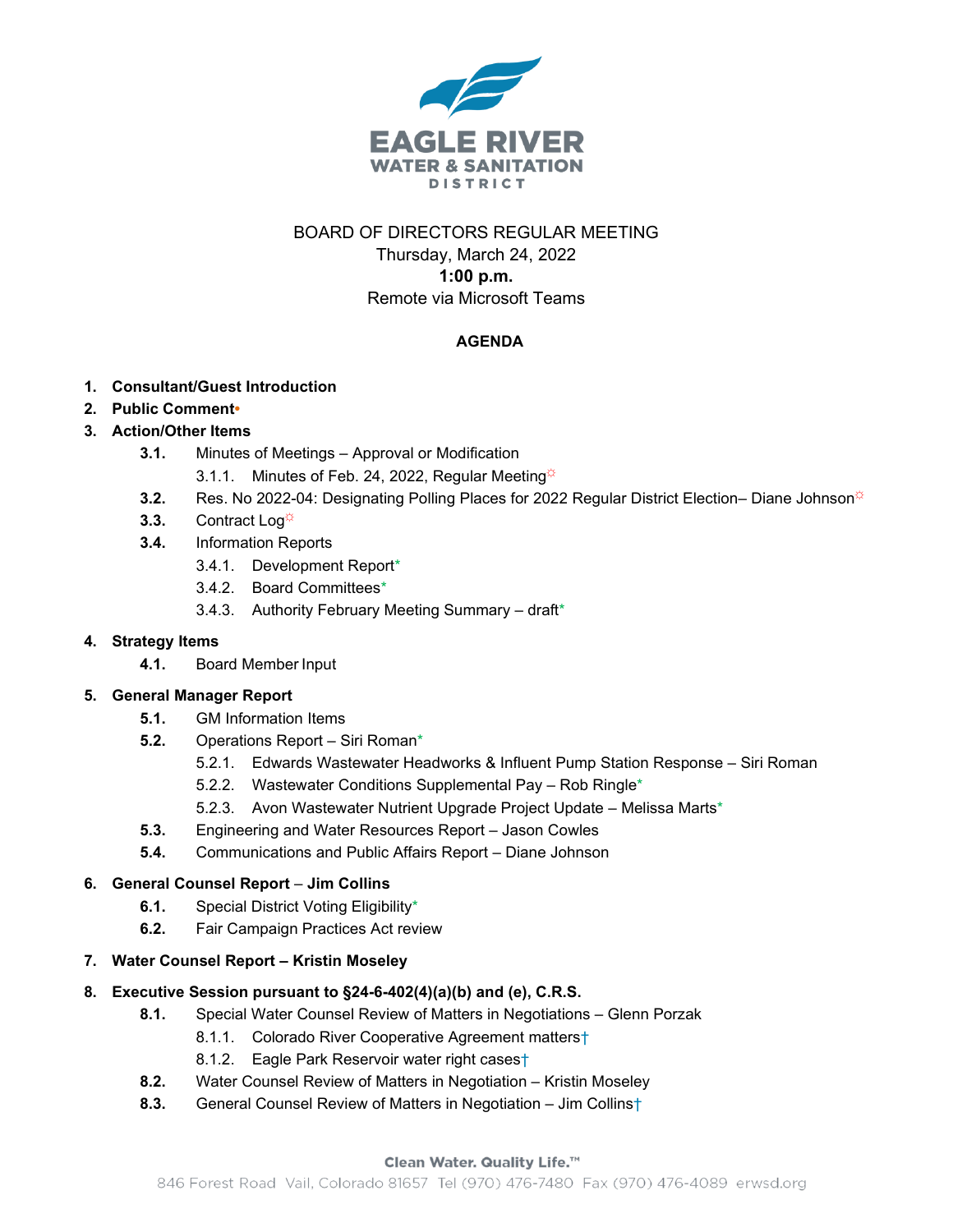# EAGLE RIVER WATER & SANITATION DISTRICT

BOARD OF DIRECTORS REGULAR MEETING
Thursday, March 24, 2022
**1:00 p.m.**
Remote via Microsoft Teams

## AGENDA

1. **Consultant/Guest Introduction**
2. **Public Comment•**
3. **Action/Other Items**
   - **3.1.** Minutes of Meetings – Approval or Modification
     - 3.1.1. Minutes of Feb. 24, 2022, Regular Meeting☼
   - **3.2.** Res. No 2022-04: Designating Polling Places for 2022 Regular District Election– Diane Johnson☼
   - **3.3.** Contract Log☼
   - **3.4.** Information Reports
     - 3.4.1. Development Report*
     - 3.4.2. Board Committees*
     - 3.4.3. Authority February Meeting Summary – draft*
4. **Strategy Items**
   - **4.1.** Board Member Input
5. **General Manager Report**
   - **5.1.** GM Information Items
   - **5.2.** Operations Report – Siri Roman*
     - 5.2.1. Edwards Wastewater Headworks & Influent Pump Station Response – Siri Roman
     - 5.2.2. Wastewater Conditions Supplemental Pay – Rob Ringle*
     - 5.2.3. Avon Wastewater Nutrient Upgrade Project Update – Melissa Marts*
   - **5.3.** Engineering and Water Resources Report – Jason Cowles
   - **5.4.** Communications and Public Affairs Report – Diane Johnson
6. **General Counsel Report** – **Jim Collins**
   - **6.1.** Special District Voting Eligibility*
   - **6.2.** Fair Campaign Practices Act review
7. **Water Counsel Report – Kristin Moseley**
8. **Executive Session pursuant to §24-6-402(4)(a)(b) and (e), C.R.S.**
   - **8.1.** Special Water Counsel Review of Matters in Negotiations – Glenn Porzak
     - 8.1.1. Colorado River Cooperative Agreement matters†
     - 8.1.2. Eagle Park Reservoir water right cases†
   - **8.2.** Water Counsel Review of Matters in Negotiation – Kristin Moseley
   - **8.3.** General Counsel Review of Matters in Negotiation – Jim Collins†

Clean Water. Quality Life.™
846 Forest Road Vail, Colorado 81657 Tel (970) 476-7480 Fax (970) 476-4089 erwsd.org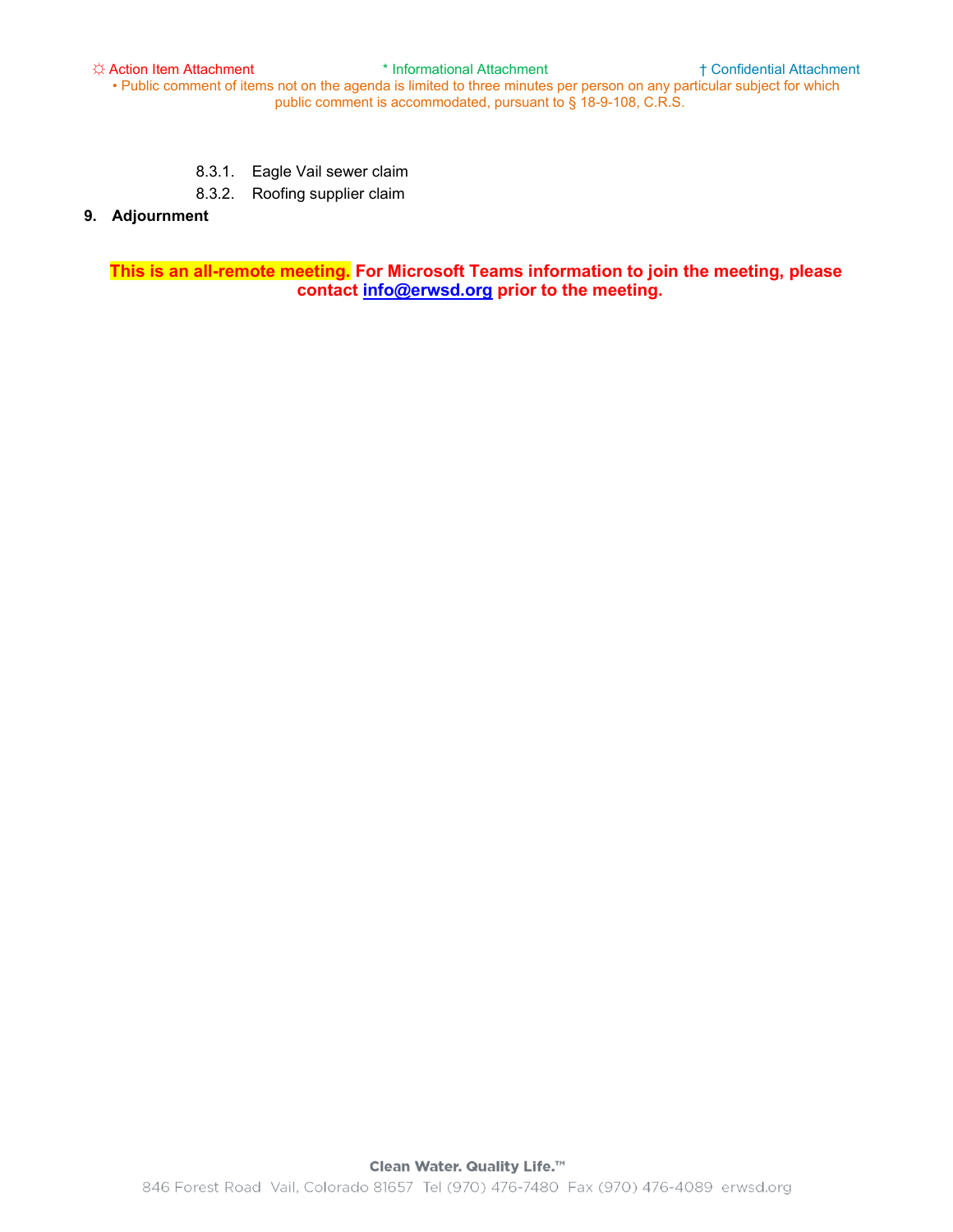- 8.3.1. Eagle Vail sewer claim
   - 8.3.2. Roofing supplier claim

**9. Adjournment**

**This is an all-remote meeting. For Microsoft Teams information to join the meeting, please contact info@erwsd.org prior to the meeting.**